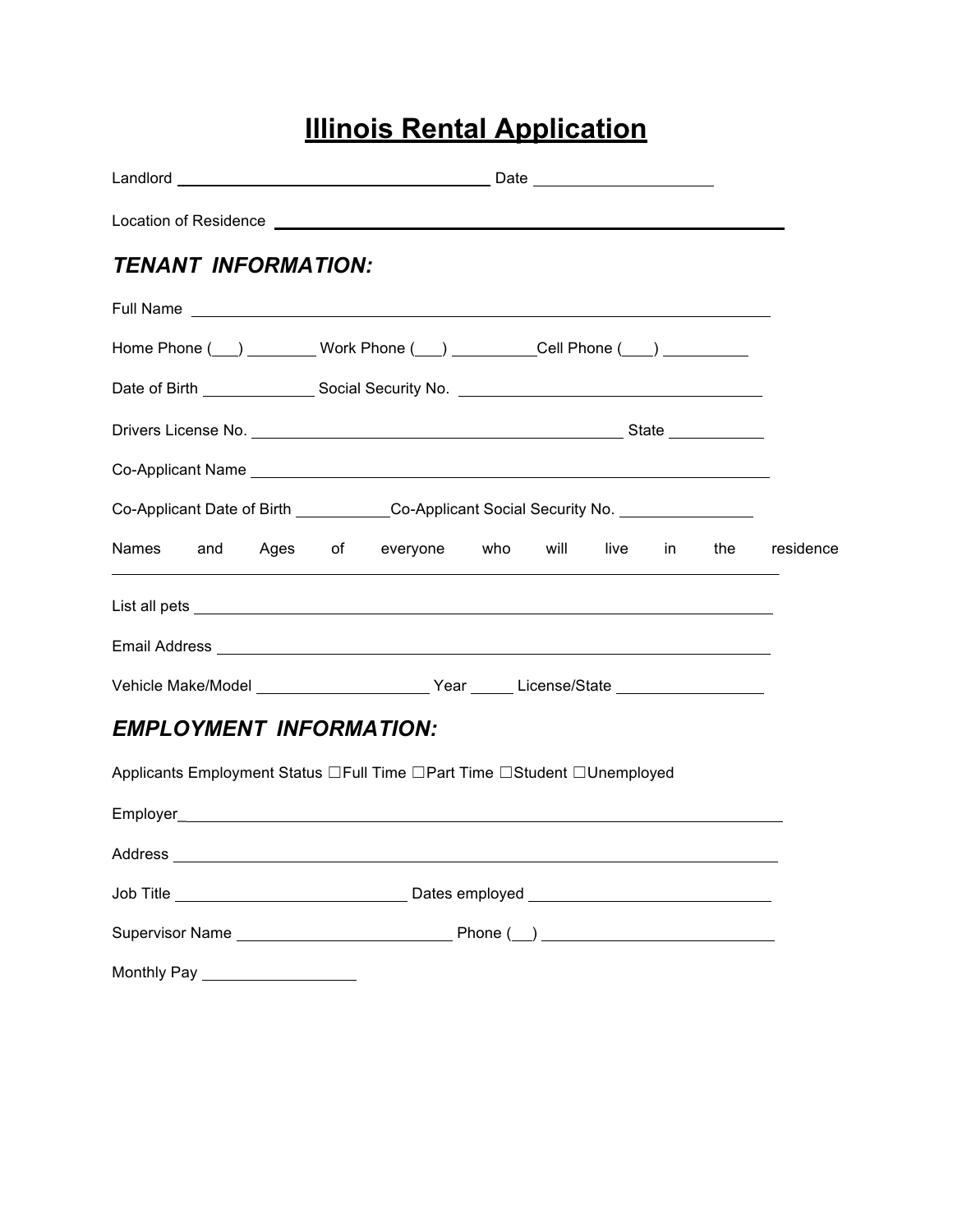# Illinois Rental Application

Landlord ____________________________________ Date ____________________

Location of Residence ____________________________________________________________

## *TENANT INFORMATION:*

Full Name ______________________________________________________________________

Home Phone (___) ________ Work Phone (___) __________Cell Phone (___) __________

Date of Birth _____________ Social Security No. ____________________________________

Drivers License No. ___________________________________________ State ___________

Co-Applicant Name _______________________________________________________________

Co-Applicant Date of Birth ___________Co-Applicant Social Security No. _______________

Names and Ages of everyone who will live in the residence
________________________________________________________________________________

List all pets ____________________________________________________________________

Email Address ___________________________________________________________________

Vehicle Make/Model ____________________ Year _____ License/State _________________

## *EMPLOYMENT INFORMATION:*

Applicants Employment Status ☐Full Time ☐Part Time ☐Student ☐Unemployed

Employer_________________________________________________________________________

Address _________________________________________________________________________

Job Title ___________________________ Dates employed ____________________________

Supervisor Name _________________________ Phone (__) ___________________________

Monthly Pay __________________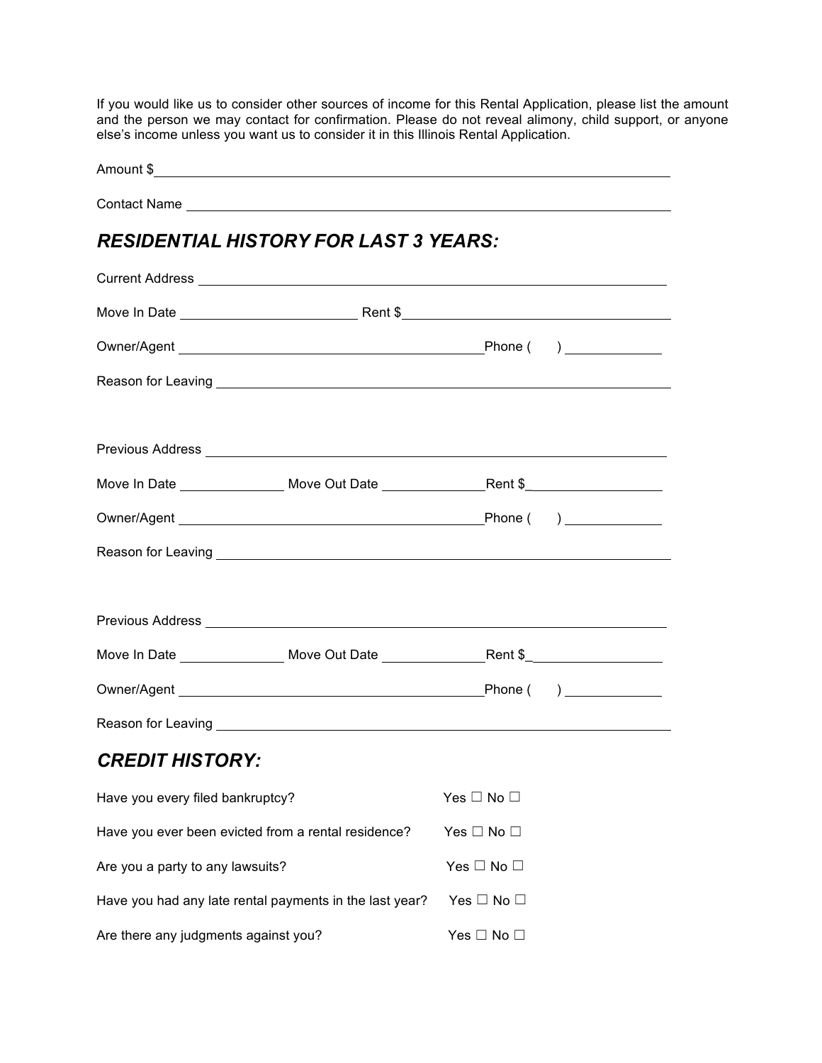If you would like us to consider other sources of income for this Rental Application, please list the amount and the person we may contact for confirmation. Please do not reveal alimony, child support, or anyone else's income unless you want us to consider it in this Illinois Rental Application.

Amount $\_\_\_\_\_\_\_\_\_\_\_\_\_\_\_\_\_\_\_\_\_\_\_\_\_\_\_\_\_\_\_\_\_\_\_\_\_\_\_\_\_\_\_\_\_\_\_\_

Contact Name \_\_\_\_\_\_\_\_\_\_\_\_\_\_\_\_\_\_\_\_\_\_\_\_\_\_\_\_\_\_\_\_\_\_\_\_\_\_\_\_\_\_\_\_\_\_\_\_

## *RESIDENTIAL HISTORY FOR LAST 3 YEARS:*

Current Address \_\_\_\_\_\_\_\_\_\_\_\_\_\_\_\_\_\_\_\_\_\_\_\_\_\_\_\_\_\_\_\_\_\_\_\_\_\_\_\_\_\_\_\_\_\_\_\_

Move In Date \_\_\_\_\_\_\_\_\_\_\_\_\_\_\_\_ Rent $\_\_\_\_\_\_\_\_\_\_\_\_\_\_\_\_\_\_\_\_\_\_\_\_

Owner/Agent \_\_\_\_\_\_\_\_\_\_\_\_\_\_\_\_\_\_\_\_\_\_\_\_\_\_\_\_ Phone (    ) \_\_\_\_\_\_\_\_\_

Reason for Leaving \_\_\_\_\_\_\_\_\_\_\_\_\_\_\_\_\_\_\_\_\_\_\_\_\_\_\_\_\_\_\_\_\_\_\_\_\_\_\_\_\_\_\_\_

Previous Address \_\_\_\_\_\_\_\_\_\_\_\_\_\_\_\_\_\_\_\_\_\_\_\_\_\_\_\_\_\_\_\_\_\_\_\_\_\_\_\_\_\_\_\_\_\_\_\_

Move In Date \_\_\_\_\_\_\_\_\_ Move Out Date \_\_\_\_\_\_\_\_\_ Rent $\_\_\_\_\_\_\_\_\_\_\_\_

Owner/Agent \_\_\_\_\_\_\_\_\_\_\_\_\_\_\_\_\_\_\_\_\_\_\_\_\_\_\_\_ Phone (    ) \_\_\_\_\_\_\_\_\_

Reason for Leaving \_\_\_\_\_\_\_\_\_\_\_\_\_\_\_\_\_\_\_\_\_\_\_\_\_\_\_\_\_\_\_\_\_\_\_\_\_\_\_\_\_\_\_\_

Previous Address \_\_\_\_\_\_\_\_\_\_\_\_\_\_\_\_\_\_\_\_\_\_\_\_\_\_\_\_\_\_\_\_\_\_\_\_\_\_\_\_\_\_\_\_\_\_\_\_

Move In Date \_\_\_\_\_\_\_\_\_ Move Out Date \_\_\_\_\_\_\_\_\_ Rent $\_\_\_\_\_\_\_\_\_\_\_\_

Owner/Agent \_\_\_\_\_\_\_\_\_\_\_\_\_\_\_\_\_\_\_\_\_\_\_\_\_\_\_\_ Phone (    ) \_\_\_\_\_\_\_\_\_

Reason for Leaving \_\_\_\_\_\_\_\_\_\_\_\_\_\_\_\_\_\_\_\_\_\_\_\_\_\_\_\_\_\_\_\_\_\_\_\_\_\_\_\_\_\_\_\_

## *CREDIT HISTORY:*

Have you every filed bankruptcy? Yes ☐ No ☐

Have you ever been evicted from a rental residence? Yes ☐ No ☐

Are you a party to any lawsuits? Yes ☐ No ☐

Have you had any late rental payments in the last year? Yes ☐ No ☐

Are there any judgments against you? Yes ☐ No ☐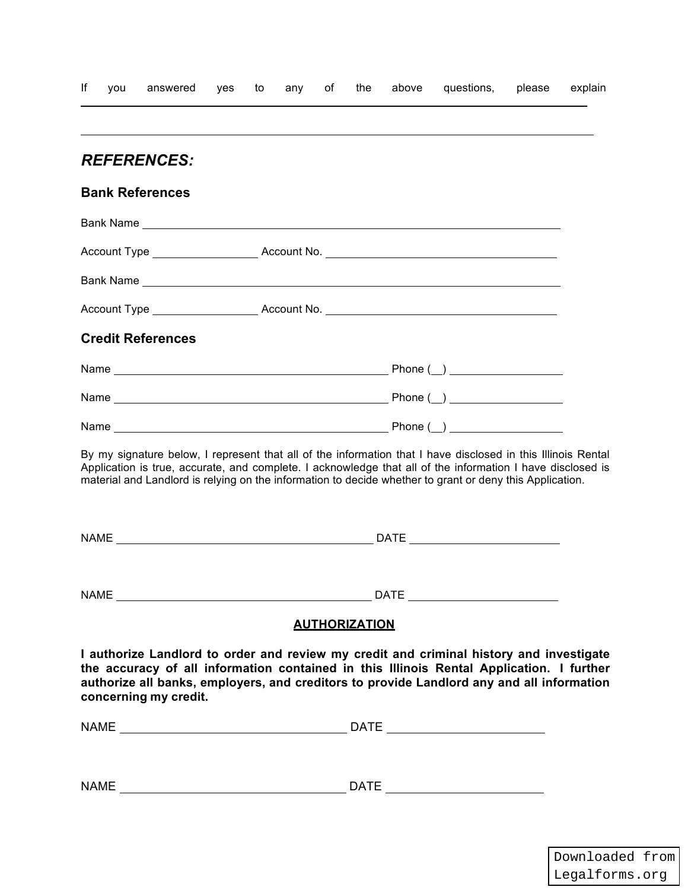If you answered yes to any of the above questions, please explain ______________________________________________

______________________________________________

## *REFERENCES:*

### Bank References

Bank Name ______________________________________________

Account Type ________________ Account No. ______________________________

Bank Name ______________________________________________

Account Type ________________ Account No. ______________________________

### Credit References

Name ______________________________________ Phone (__) ________________

Name ______________________________________ Phone (__) ________________

Name ______________________________________ Phone (__) ________________

By my signature below, I represent that all of the information that I have disclosed in this Illinois Rental Application is true, accurate, and complete. I acknowledge that all of the information I have disclosed is material and Landlord is relying on the information to decide whether to grant or deny this Application.

NAME ______________________________________ DATE ______________________

NAME ______________________________________ DATE ______________________

**AUTHORIZATION**

**I authorize Landlord to order and review my credit and criminal history and investigate the accuracy of all information contained in this Illinois Rental Application. I further authorize all banks, employers, and creditors to provide Landlord any and all information concerning my credit.**

NAME ________________________________ DATE ______________________

NAME ________________________________ DATE ______________________

Downloaded from Legalforms.org